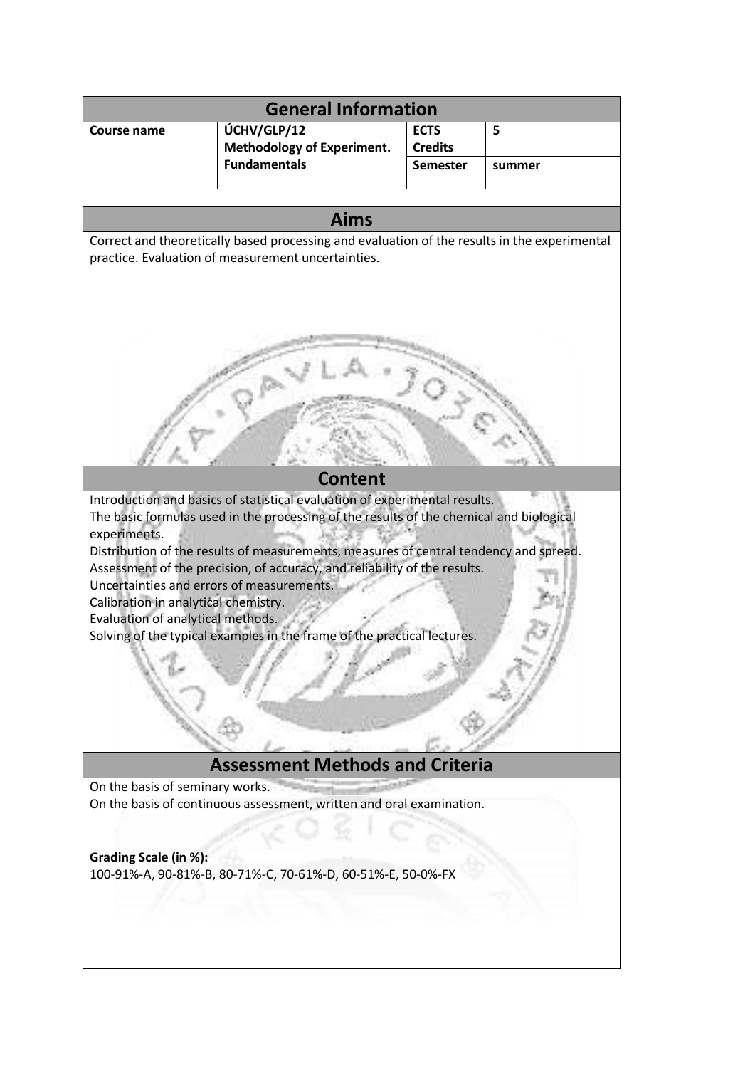## General Information

| Course name | ÚCHV/GLP/12 **Methodology of Experiment. Fundamentals** | **ECTS Credits** | **5** |
|---|---|---|---|
| | | **Semester** | **summer** |

## Aims

Correct and theoretically based processing and evaluation of the results in the experimental practice. Evaluation of measurement uncertainties.

## Content

Introduction and basics of statistical evaluation of experimental results.
The basic formulas used in the processing of the results of the chemical and biological experiments.
Distribution of the results of measurements, measures of central tendency and spread.
Assessment of the precision, of accuracy, and reliability of the results.
Uncertainties and errors of measurements.
Calibration in analytical chemistry.
Evaluation of analytical methods.
Solving of the typical examples in the frame of the practical lectures.

## Assessment Methods and Criteria

On the basis of seminary works.
On the basis of continuous assessment, written and oral examination.

**Grading Scale (in %):**
100-91%-A, 90-81%-B, 80-71%-C, 70-61%-D, 60-51%-E, 50-0%-FX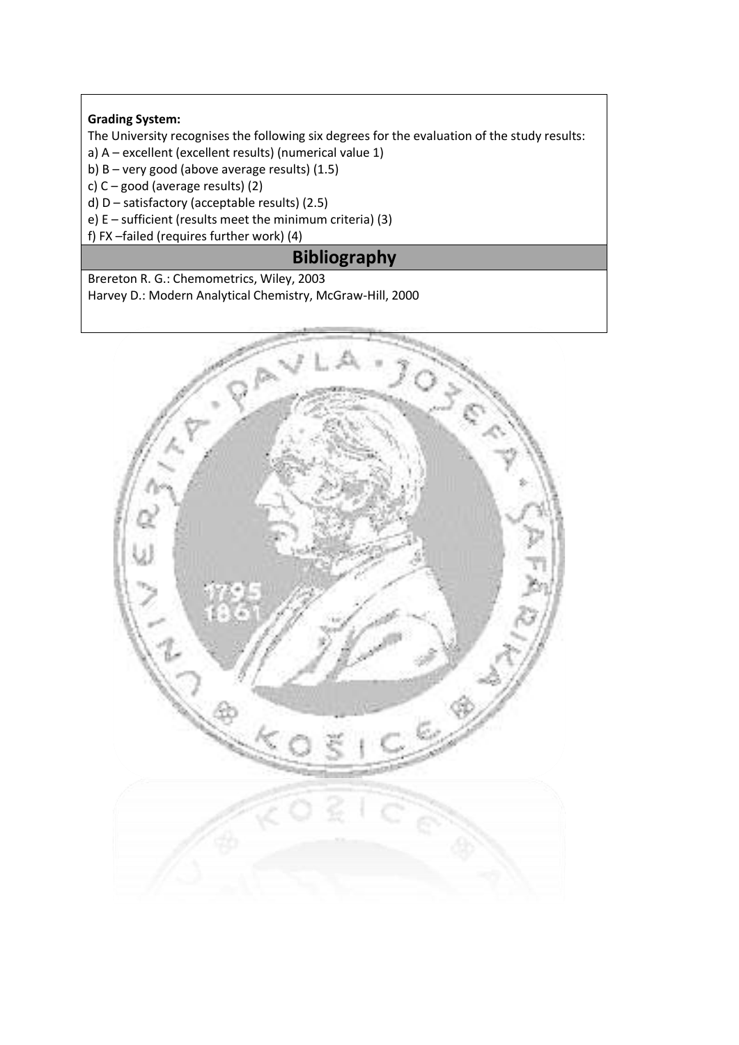**Grading System:**

The University recognises the following six degrees for the evaluation of the study results:

a) A – excellent (excellent results) (numerical value 1)

b) B – very good (above average results) (1.5)

c) C – good (average results) (2)

d) D – satisfactory (acceptable results) (2.5)

e) E – sufficient (results meet the minimum criteria) (3)

f) FX –failed (requires further work) (4)

## Bibliography

Brereton R. G.: Chemometrics, Wiley, 2003

Harvey D.: Modern Analytical Chemistry, McGraw-Hill, 2000